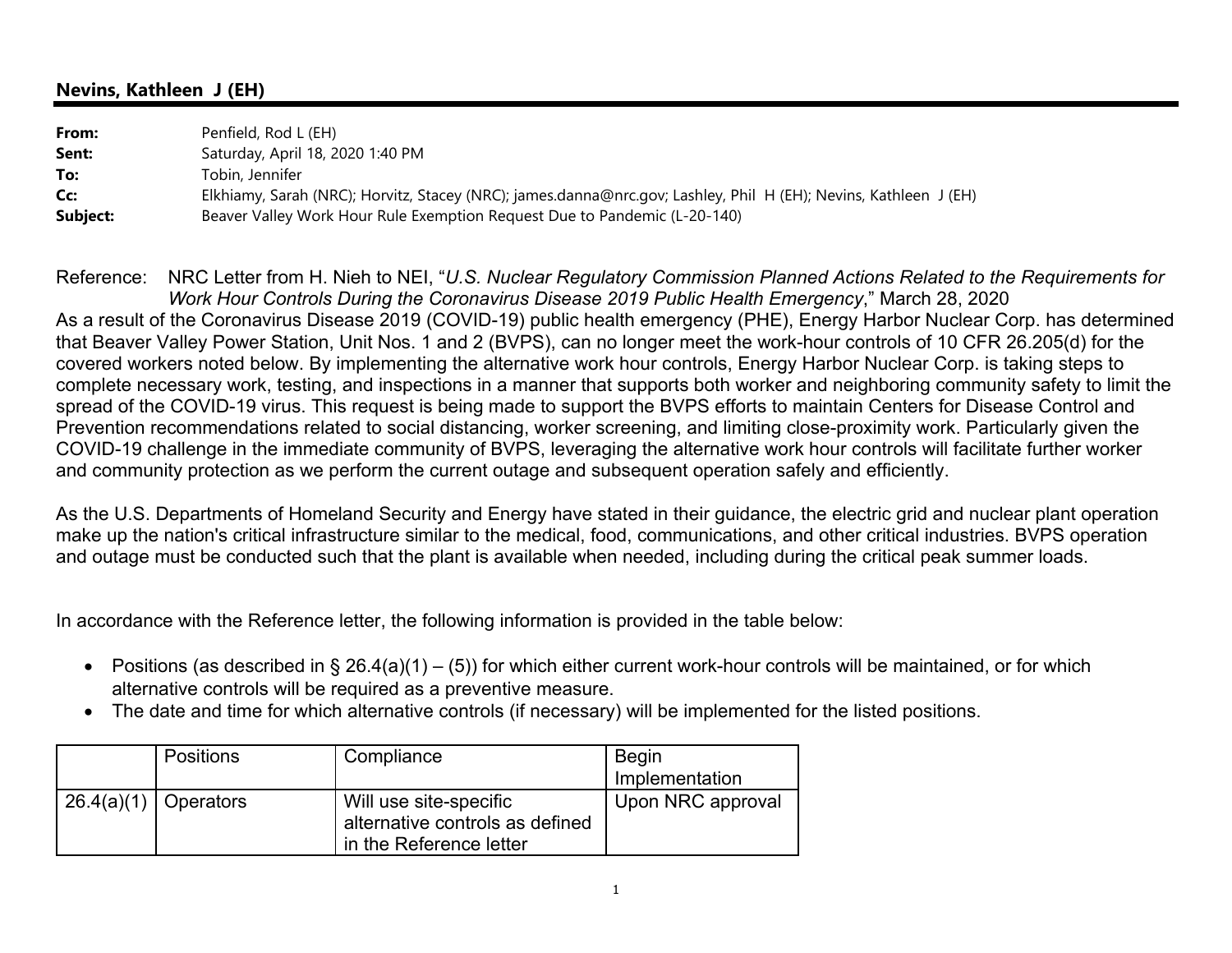**Nevins, Kathleen J (EH)**

| | |
|---|---|
| **From:** | Penfield, Rod L (EH) |
| **Sent:** | Saturday, April 18, 2020 1:40 PM |
| **To:** | Tobin, Jennifer |
| **Cc:** | Elkhiamy, Sarah (NRC); Horvitz, Stacey (NRC); james.danna@nrc.gov; Lashley, Phil H (EH); Nevins, Kathleen J (EH) |
| **Subject:** | Beaver Valley Work Hour Rule Exemption Request Due to Pandemic (L-20-140) |

Reference: NRC Letter from H. Nieh to NEI, "*U.S. Nuclear Regulatory Commission Planned Actions Related to the Requirements for Work Hour Controls During the Coronavirus Disease 2019 Public Health Emergency*," March 28, 2020

As a result of the Coronavirus Disease 2019 (COVID-19) public health emergency (PHE), Energy Harbor Nuclear Corp. has determined that Beaver Valley Power Station, Unit Nos. 1 and 2 (BVPS), can no longer meet the work-hour controls of 10 CFR 26.205(d) for the covered workers noted below. By implementing the alternative work hour controls, Energy Harbor Nuclear Corp. is taking steps to complete necessary work, testing, and inspections in a manner that supports both worker and neighboring community safety to limit the spread of the COVID-19 virus. This request is being made to support the BVPS efforts to maintain Centers for Disease Control and Prevention recommendations related to social distancing, worker screening, and limiting close-proximity work. Particularly given the COVID-19 challenge in the immediate community of BVPS, leveraging the alternative work hour controls will facilitate further worker and community protection as we perform the current outage and subsequent operation safely and efficiently.

As the U.S. Departments of Homeland Security and Energy have stated in their guidance, the electric grid and nuclear plant operation make up the nation's critical infrastructure similar to the medical, food, communications, and other critical industries. BVPS operation and outage must be conducted such that the plant is available when needed, including during the critical peak summer loads.

In accordance with the Reference letter, the following information is provided in the table below:

- Positions (as described in § 26.4(a)(1) – (5)) for which either current work-hour controls will be maintained, or for which alternative controls will be required as a preventive measure.
- The date and time for which alternative controls (if necessary) will be implemented for the listed positions.

| | Positions | Compliance | Begin Implementation |
|---|---|---|---|
| 26.4(a)(1) | Operators | Will use site-specific alternative controls as defined in the Reference letter | Upon NRC approval |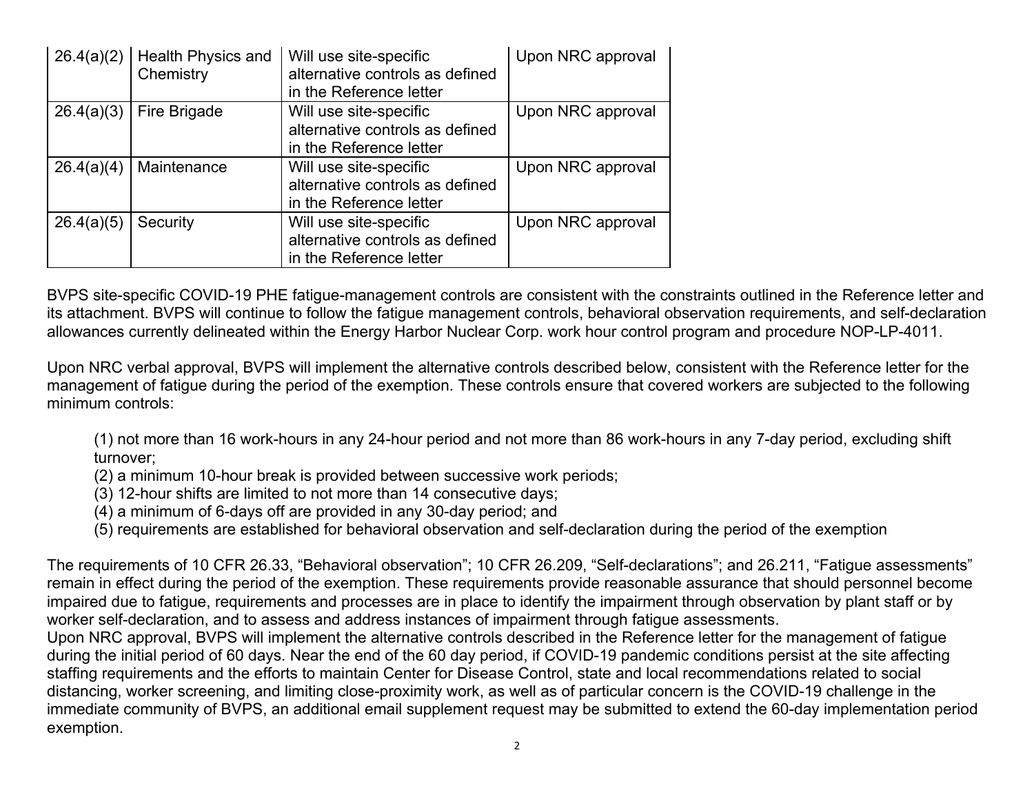| 26.4(a)(2) | Health Physics and Chemistry | Will use site-specific alternative controls as defined in the Reference letter | Upon NRC approval |
|---|---|---|---|
| 26.4(a)(3) | Fire Brigade | Will use site-specific alternative controls as defined in the Reference letter | Upon NRC approval |
| 26.4(a)(4) | Maintenance | Will use site-specific alternative controls as defined in the Reference letter | Upon NRC approval |
| 26.4(a)(5) | Security | Will use site-specific alternative controls as defined in the Reference letter | Upon NRC approval |

BVPS site-specific COVID-19 PHE fatigue-management controls are consistent with the constraints outlined in the Reference letter and its attachment. BVPS will continue to follow the fatigue management controls, behavioral observation requirements, and self-declaration allowances currently delineated within the Energy Harbor Nuclear Corp. work hour control program and procedure NOP-LP-4011.

Upon NRC verbal approval, BVPS will implement the alternative controls described below, consistent with the Reference letter for the management of fatigue during the period of the exemption. These controls ensure that covered workers are subjected to the following minimum controls:

(1) not more than 16 work-hours in any 24-hour period and not more than 86 work-hours in any 7-day period, excluding shift turnover;
(2) a minimum 10-hour break is provided between successive work periods;
(3) 12-hour shifts are limited to not more than 14 consecutive days;
(4) a minimum of 6-days off are provided in any 30-day period; and
(5) requirements are established for behavioral observation and self-declaration during the period of the exemption

The requirements of 10 CFR 26.33, "Behavioral observation"; 10 CFR 26.209, "Self-declarations"; and 26.211, "Fatigue assessments" remain in effect during the period of the exemption. These requirements provide reasonable assurance that should personnel become impaired due to fatigue, requirements and processes are in place to identify the impairment through observation by plant staff or by worker self-declaration, and to assess and address instances of impairment through fatigue assessments.
Upon NRC approval, BVPS will implement the alternative controls described in the Reference letter for the management of fatigue during the initial period of 60 days. Near the end of the 60 day period, if COVID-19 pandemic conditions persist at the site affecting staffing requirements and the efforts to maintain Center for Disease Control, state and local recommendations related to social distancing, worker screening, and limiting close-proximity work, as well as of particular concern is the COVID-19 challenge in the immediate community of BVPS, an additional email supplement request may be submitted to extend the 60-day implementation period exemption.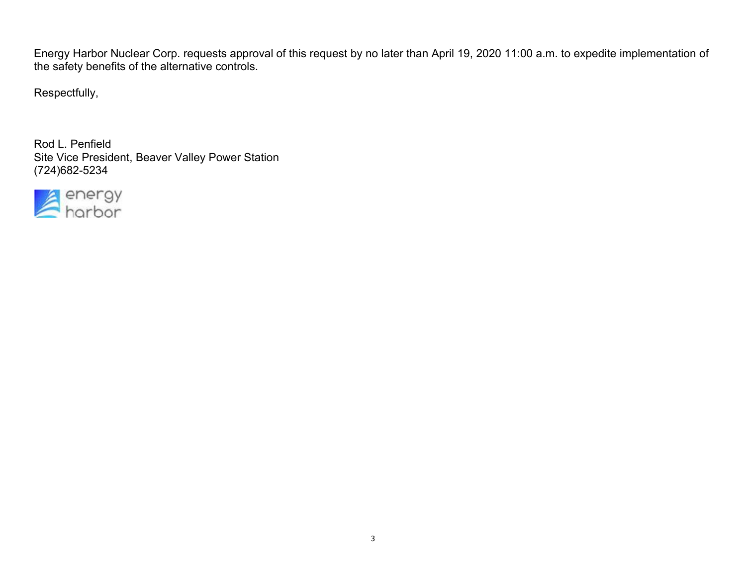Energy Harbor Nuclear Corp. requests approval of this request by no later than April 19, 2020 11:00 a.m. to expedite implementation of the safety benefits of the alternative controls.

Respectfully,

Rod L. Penfield
Site Vice President, Beaver Valley Power Station
(724)682-5234

energy harbor